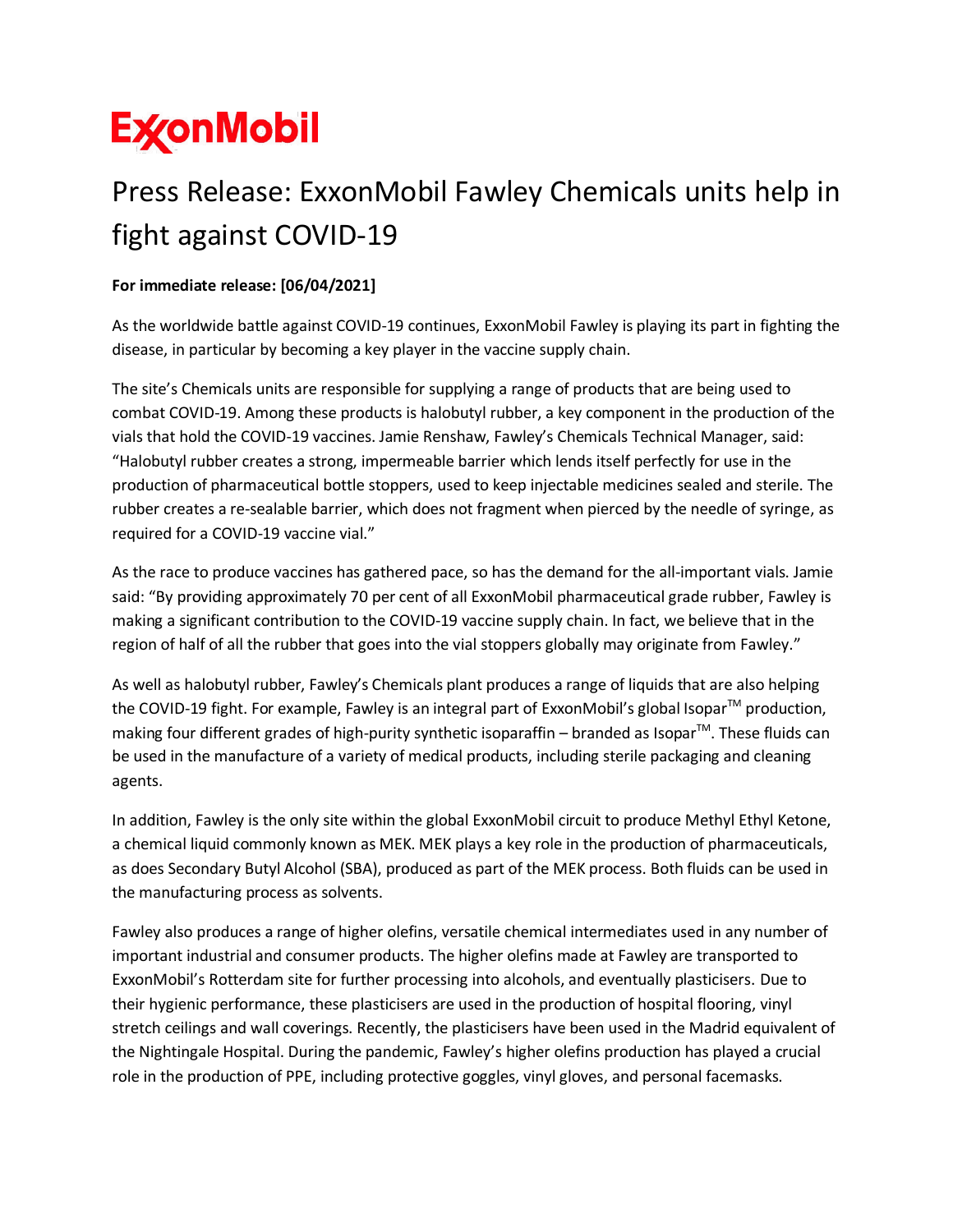ExxonMobil

# Press Release: ExxonMobil Fawley Chemicals units help in fight against COVID-19

**For immediate release: [06/04/2021]**

As the worldwide battle against COVID-19 continues, ExxonMobil Fawley is playing its part in fighting the disease, in particular by becoming a key player in the vaccine supply chain.

The site's Chemicals units are responsible for supplying a range of products that are being used to combat COVID-19. Among these products is halobutyl rubber, a key component in the production of the vials that hold the COVID-19 vaccines. Jamie Renshaw, Fawley's Chemicals Technical Manager, said: "Halobutyl rubber creates a strong, impermeable barrier which lends itself perfectly for use in the production of pharmaceutical bottle stoppers, used to keep injectable medicines sealed and sterile. The rubber creates a re-sealable barrier, which does not fragment when pierced by the needle of syringe, as required for a COVID-19 vaccine vial."

As the race to produce vaccines has gathered pace, so has the demand for the all-important vials. Jamie said: "By providing approximately 70 per cent of all ExxonMobil pharmaceutical grade rubber, Fawley is making a significant contribution to the COVID-19 vaccine supply chain. In fact, we believe that in the region of half of all the rubber that goes into the vial stoppers globally may originate from Fawley."

As well as halobutyl rubber, Fawley's Chemicals plant produces a range of liquids that are also helping the COVID-19 fight. For example, Fawley is an integral part of ExxonMobil's global Isopar™ production, making four different grades of high-purity synthetic isoparaffin – branded as Isopar™. These fluids can be used in the manufacture of a variety of medical products, including sterile packaging and cleaning agents.

In addition, Fawley is the only site within the global ExxonMobil circuit to produce Methyl Ethyl Ketone, a chemical liquid commonly known as MEK. MEK plays a key role in the production of pharmaceuticals, as does Secondary Butyl Alcohol (SBA), produced as part of the MEK process. Both fluids can be used in the manufacturing process as solvents.

Fawley also produces a range of higher olefins, versatile chemical intermediates used in any number of important industrial and consumer products. The higher olefins made at Fawley are transported to ExxonMobil's Rotterdam site for further processing into alcohols, and eventually plasticisers. Due to their hygienic performance, these plasticisers are used in the production of hospital flooring, vinyl stretch ceilings and wall coverings. Recently, the plasticisers have been used in the Madrid equivalent of the Nightingale Hospital. During the pandemic, Fawley's higher olefins production has played a crucial role in the production of PPE, including protective goggles, vinyl gloves, and personal facemasks.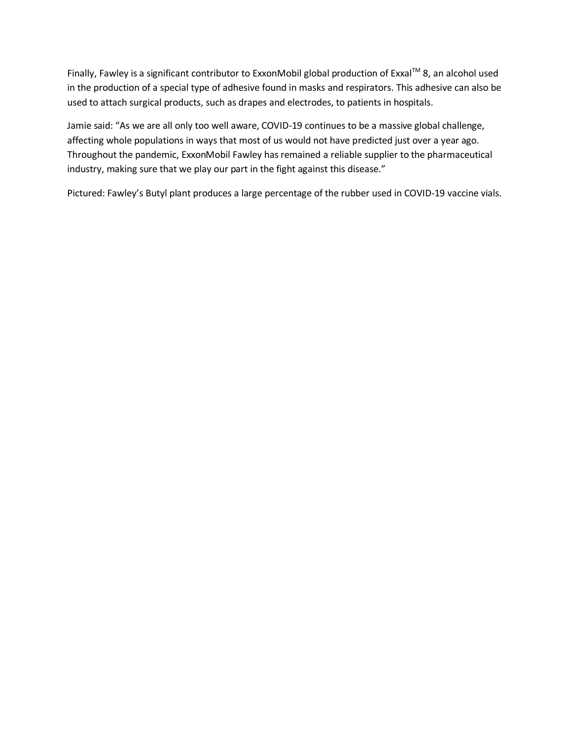Finally, Fawley is a significant contributor to ExxonMobil global production of Exxal™ 8, an alcohol used in the production of a special type of adhesive found in masks and respirators. This adhesive can also be used to attach surgical products, such as drapes and electrodes, to patients in hospitals.

Jamie said: "As we are all only too well aware, COVID-19 continues to be a massive global challenge, affecting whole populations in ways that most of us would not have predicted just over a year ago. Throughout the pandemic, ExxonMobil Fawley has remained a reliable supplier to the pharmaceutical industry, making sure that we play our part in the fight against this disease."

Pictured: Fawley's Butyl plant produces a large percentage of the rubber used in COVID-19 vaccine vials.